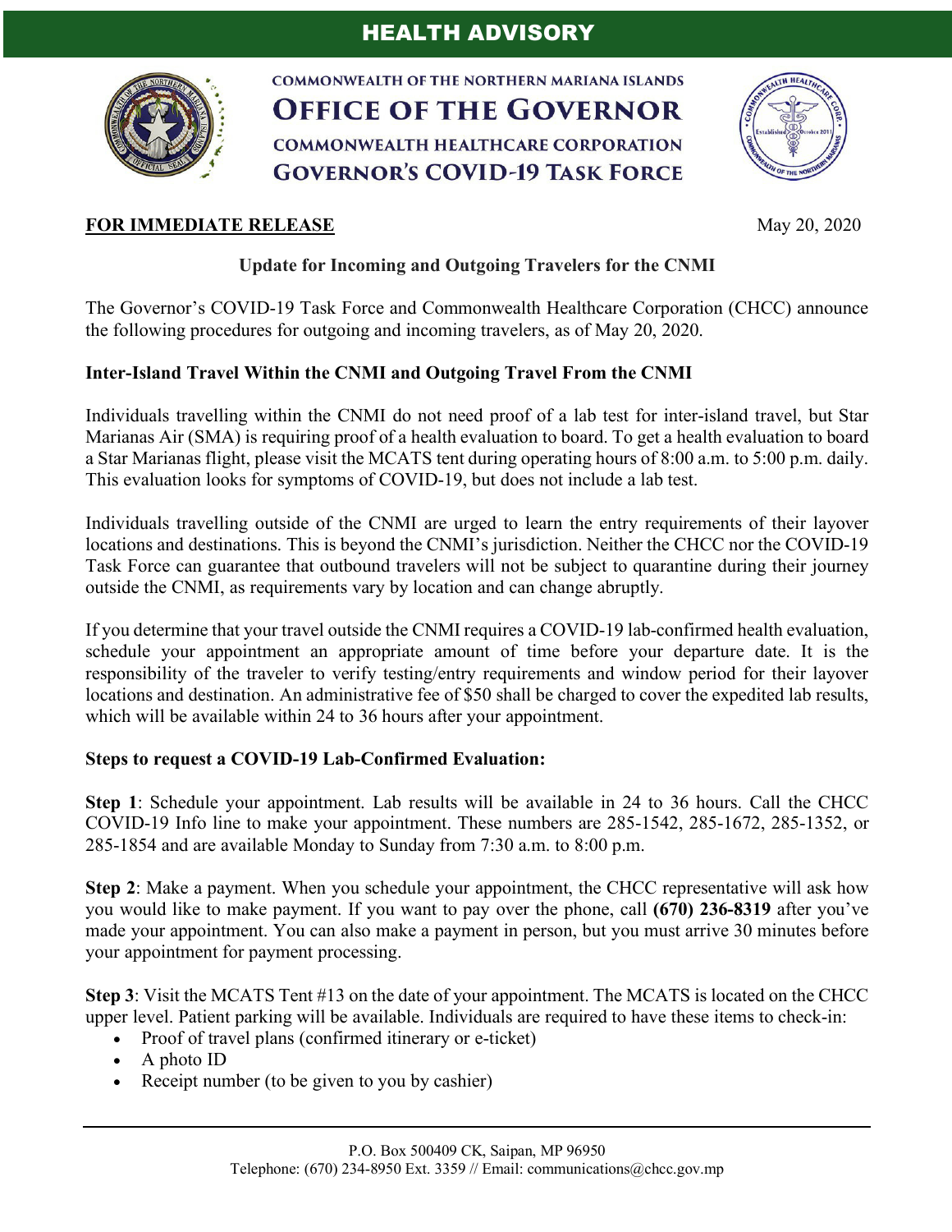# HEALTH ADVISORY

COMMONWEALTH OF THE NORTHERN MARIANA ISLANDS
**OFFICE OF THE GOVERNOR**
COMMONWEALTH HEALTHCARE CORPORATION
**GOVERNOR'S COVID-19 TASK FORCE**

**FOR IMMEDIATE RELEASE** May 20, 2020

## Update for Incoming and Outgoing Travelers for the CNMI

The Governor's COVID-19 Task Force and Commonwealth Healthcare Corporation (CHCC) announce the following procedures for outgoing and incoming travelers, as of May 20, 2020.

### Inter-Island Travel Within the CNMI and Outgoing Travel From the CNMI

Individuals travelling within the CNMI do not need proof of a lab test for inter-island travel, but Star Marianas Air (SMA) is requiring proof of a health evaluation to board. To get a health evaluation to board a Star Marianas flight, please visit the MCATS tent during operating hours of 8:00 a.m. to 5:00 p.m. daily. This evaluation looks for symptoms of COVID-19, but does not include a lab test.

Individuals travelling outside of the CNMI are urged to learn the entry requirements of their layover locations and destinations. This is beyond the CNMI's jurisdiction. Neither the CHCC nor the COVID-19 Task Force can guarantee that outbound travelers will not be subject to quarantine during their journey outside the CNMI, as requirements vary by location and can change abruptly.

If you determine that your travel outside the CNMI requires a COVID-19 lab-confirmed health evaluation, schedule your appointment an appropriate amount of time before your departure date. It is the responsibility of the traveler to verify testing/entry requirements and window period for their layover locations and destination. An administrative fee of $50 shall be charged to cover the expedited lab results, which will be available within 24 to 36 hours after your appointment.

### Steps to request a COVID-19 Lab-Confirmed Evaluation:

**Step 1**: Schedule your appointment. Lab results will be available in 24 to 36 hours. Call the CHCC COVID-19 Info line to make your appointment. These numbers are 285-1542, 285-1672, 285-1352, or 285-1854 and are available Monday to Sunday from 7:30 a.m. to 8:00 p.m.

**Step 2**: Make a payment. When you schedule your appointment, the CHCC representative will ask how you would like to make payment. If you want to pay over the phone, call **(670) 236-8319** after you've made your appointment. You can also make a payment in person, but you must arrive 30 minutes before your appointment for payment processing.

**Step 3**: Visit the MCATS Tent #13 on the date of your appointment. The MCATS is located on the CHCC upper level. Patient parking will be available. Individuals are required to have these items to check-in:

- Proof of travel plans (confirmed itinerary or e-ticket)
- A photo ID
- Receipt number (to be given to you by cashier)

P.O. Box 500409 CK, Saipan, MP 96950
Telephone: (670) 234-8950 Ext. 3359 // Email: communications@chcc.gov.mp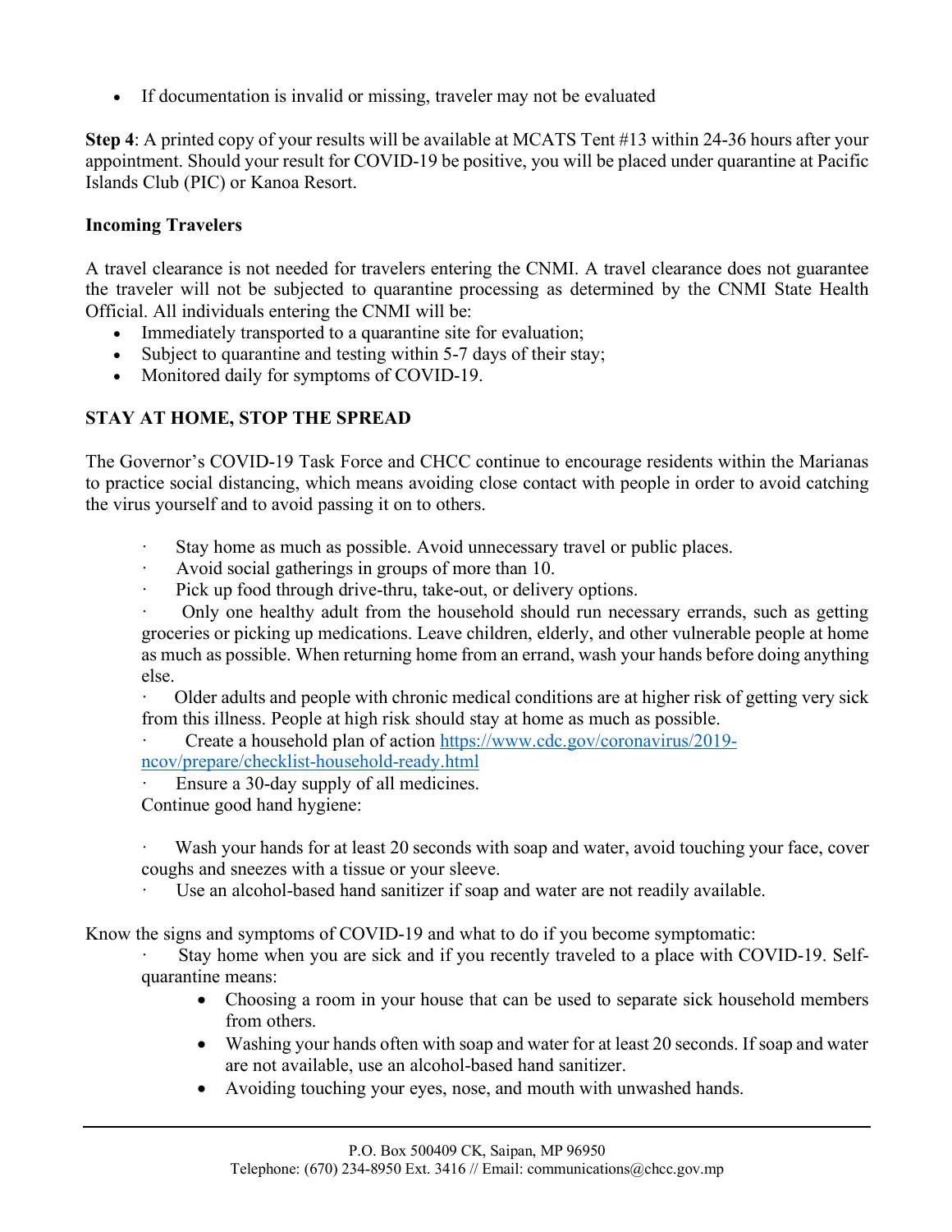- If documentation is invalid or missing, traveler may not be evaluated

**Step 4**: A printed copy of your results will be available at MCATS Tent #13 within 24-36 hours after your appointment. Should your result for COVID-19 be positive, you will be placed under quarantine at Pacific Islands Club (PIC) or Kanoa Resort.

**Incoming Travelers**

A travel clearance is not needed for travelers entering the CNMI. A travel clearance does not guarantee the traveler will not be subjected to quarantine processing as determined by the CNMI State Health Official. All individuals entering the CNMI will be:

- Immediately transported to a quarantine site for evaluation;
- Subject to quarantine and testing within 5-7 days of their stay;
- Monitored daily for symptoms of COVID-19.

**STAY AT HOME, STOP THE SPREAD**

The Governor's COVID-19 Task Force and CHCC continue to encourage residents within the Marianas to practice social distancing, which means avoiding close contact with people in order to avoid catching the virus yourself and to avoid passing it on to others.

- Stay home as much as possible. Avoid unnecessary travel or public places.
- Avoid social gatherings in groups of more than 10.
- Pick up food through drive-thru, take-out, or delivery options.
- Only one healthy adult from the household should run necessary errands, such as getting groceries or picking up medications. Leave children, elderly, and other vulnerable people at home as much as possible. When returning home from an errand, wash your hands before doing anything else.
- Older adults and people with chronic medical conditions are at higher risk of getting very sick from this illness. People at high risk should stay at home as much as possible.
- Create a household plan of action [https://www.cdc.gov/coronavirus/2019-ncov/prepare/checklist-household-ready.html](https://www.cdc.gov/coronavirus/2019-ncov/prepare/checklist-household-ready.html)
- Ensure a 30-day supply of all medicines.

Continue good hand hygiene:

- Wash your hands for at least 20 seconds with soap and water, avoid touching your face, cover coughs and sneezes with a tissue or your sleeve.
- Use an alcohol-based hand sanitizer if soap and water are not readily available.

Know the signs and symptoms of COVID-19 and what to do if you become symptomatic:

- Stay home when you are sick and if you recently traveled to a place with COVID-19. Self-quarantine means:
  - Choosing a room in your house that can be used to separate sick household members from others.
  - Washing your hands often with soap and water for at least 20 seconds. If soap and water are not available, use an alcohol-based hand sanitizer.
  - Avoiding touching your eyes, nose, and mouth with unwashed hands.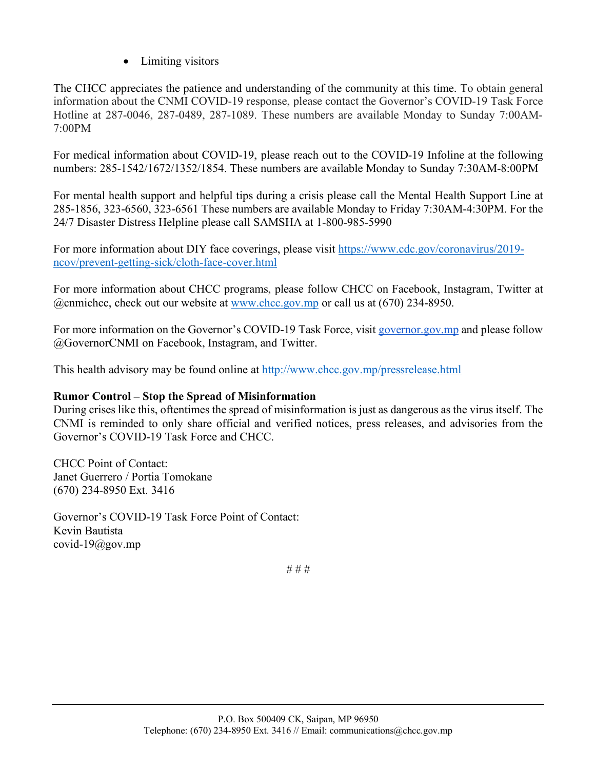- Limiting visitors

The CHCC appreciates the patience and understanding of the community at this time. To obtain general information about the CNMI COVID-19 response, please contact the Governor's COVID-19 Task Force Hotline at 287-0046, 287-0489, 287-1089. These numbers are available Monday to Sunday 7:00AM-7:00PM

For medical information about COVID-19, please reach out to the COVID-19 Infoline at the following numbers: 285-1542/1672/1352/1854. These numbers are available Monday to Sunday 7:30AM-8:00PM

For mental health support and helpful tips during a crisis please call the Mental Health Support Line at 285-1856, 323-6560, 323-6561 These numbers are available Monday to Friday 7:30AM-4:30PM. For the 24/7 Disaster Distress Helpline please call SAMSHA at 1-800-985-5990

For more information about DIY face coverings, please visit [https://www.cdc.gov/coronavirus/2019-ncov/prevent-getting-sick/cloth-face-cover.html](https://www.cdc.gov/coronavirus/2019-ncov/prevent-getting-sick/cloth-face-cover.html)

For more information about CHCC programs, please follow CHCC on Facebook, Instagram, Twitter at @cnmichcc, check out our website at [www.chcc.gov.mp](www.chcc.gov.mp) or call us at (670) 234-8950.

For more information on the Governor's COVID-19 Task Force, visit [governor.gov.mp](governor.gov.mp) and please follow @GovernorCNMI on Facebook, Instagram, and Twitter.

This health advisory may be found online at [http://www.chcc.gov.mp/pressrelease.html](http://www.chcc.gov.mp/pressrelease.html)

**Rumor Control – Stop the Spread of Misinformation**
During crises like this, oftentimes the spread of misinformation is just as dangerous as the virus itself. The CNMI is reminded to only share official and verified notices, press releases, and advisories from the Governor's COVID-19 Task Force and CHCC.

CHCC Point of Contact:
Janet Guerrero / Portia Tomokane
(670) 234-8950 Ext. 3416

Governor's COVID-19 Task Force Point of Contact:
Kevin Bautista
covid-19@gov.mp

# # #

P.O. Box 500409 CK, Saipan, MP 96950
Telephone: (670) 234-8950 Ext. 3416 // Email: communications@chcc.gov.mp